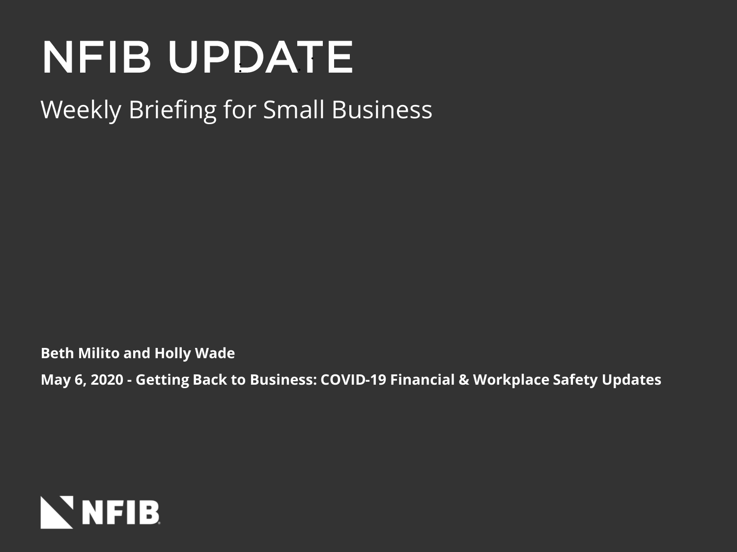# NFIB UPDATE

## Weekly Briefing for Small Business

**Beth Milito and Holly Wade**

**May 6, 2020 - Getting Back to Business: COVID-19 Financial & Workplace Safety Updates**

NFIB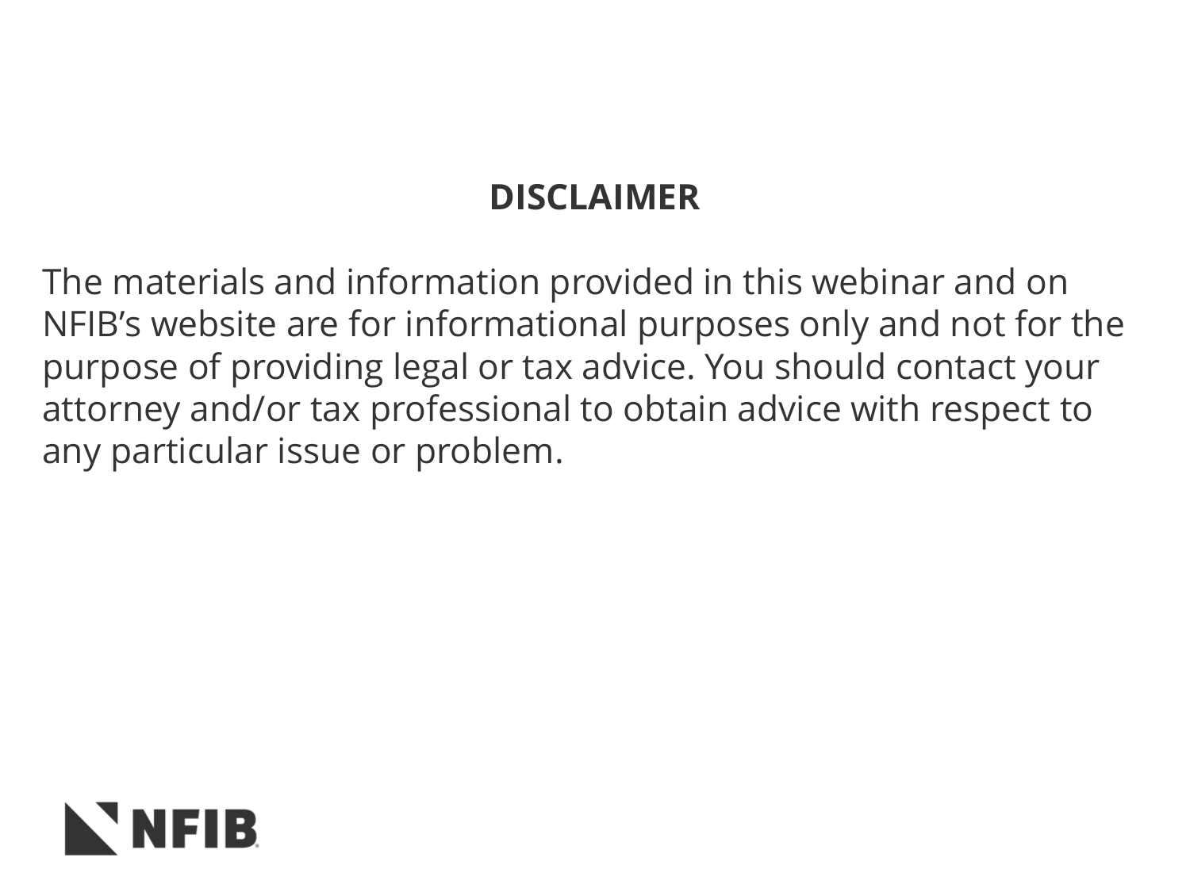## DISCLAIMER

The materials and information provided in this webinar and on NFIB's website are for informational purposes only and not for the purpose of providing legal or tax advice. You should contact your attorney and/or tax professional to obtain advice with respect to any particular issue or problem.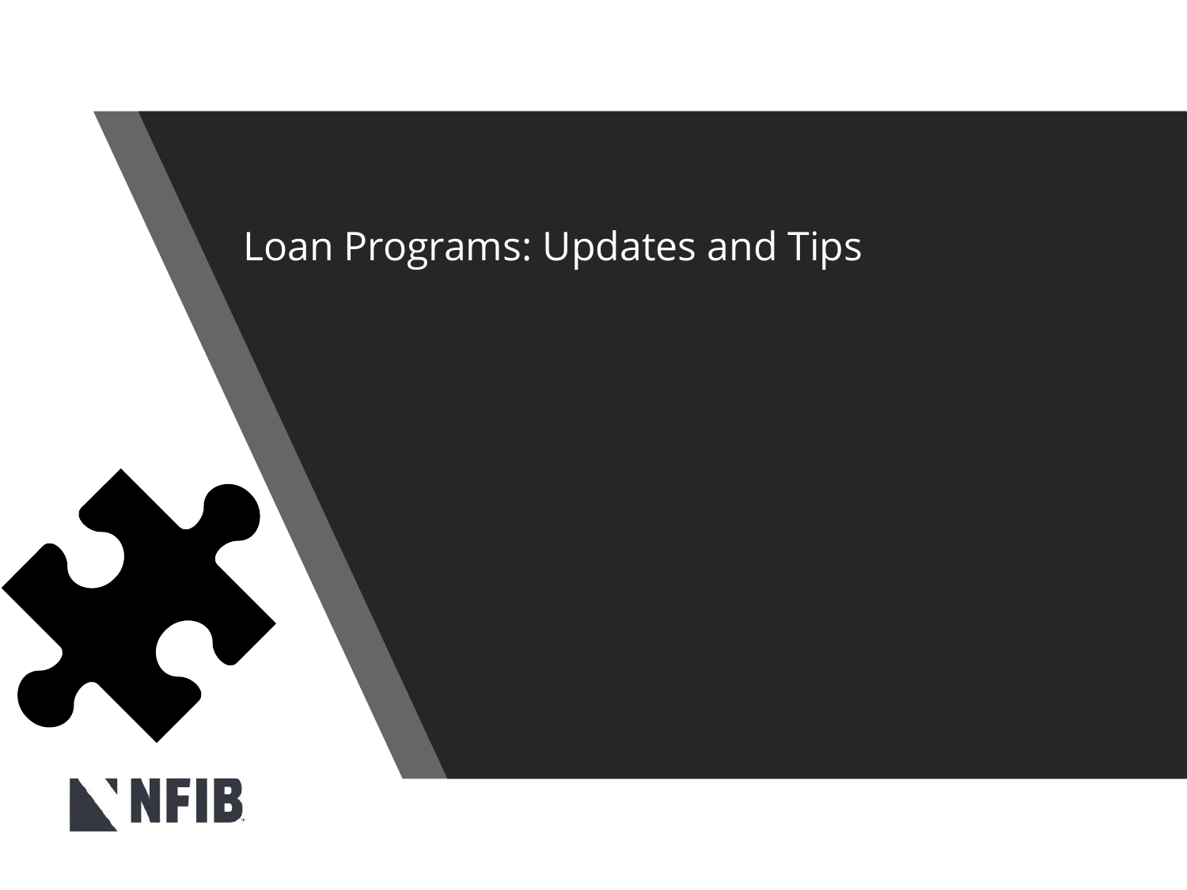# Loan Programs: Updates and Tips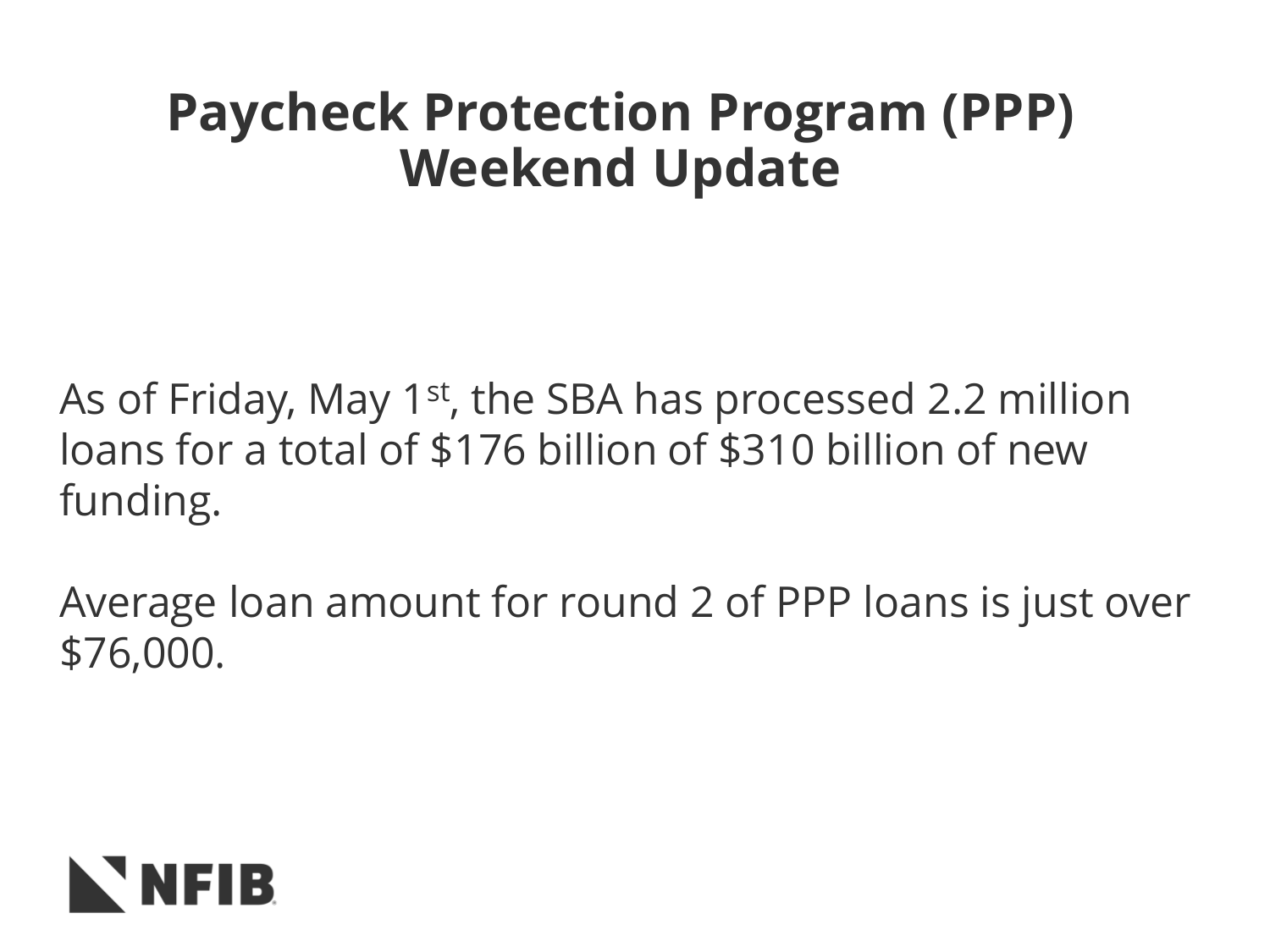# Paycheck Protection Program (PPP) Weekend Update

As of Friday, May 1st, the SBA has processed 2.2 million loans for a total of $176 billion of $310 billion of new funding.

Average loan amount for round 2 of PPP loans is just over $76,000.

NFIB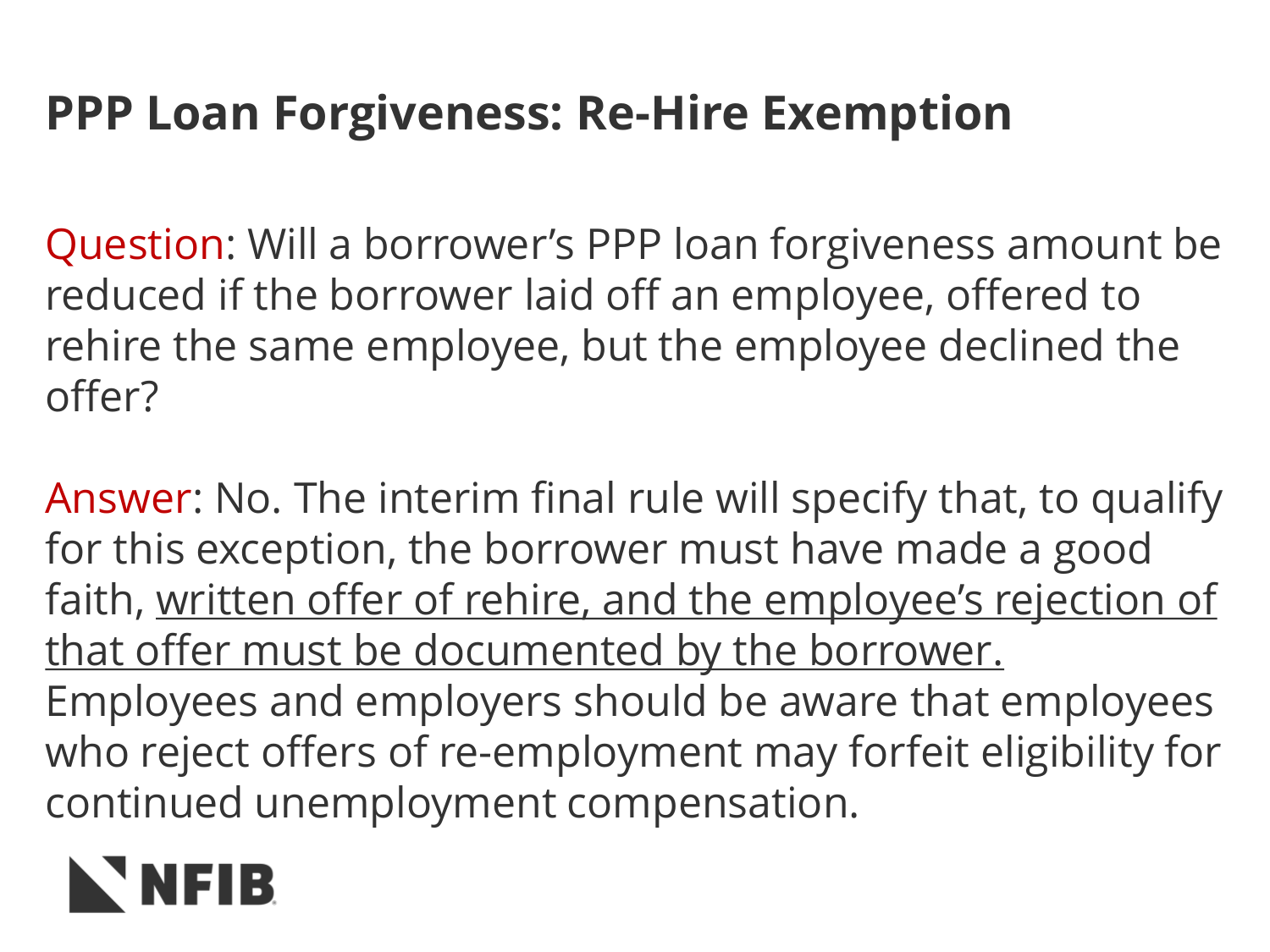# PPP Loan Forgiveness: Re-Hire Exemption

Question: Will a borrower's PPP loan forgiveness amount be reduced if the borrower laid off an employee, offered to rehire the same employee, but the employee declined the offer?

Answer: No. The interim final rule will specify that, to qualify for this exception, the borrower must have made a good faith, <u>written offer of rehire, and the employee's rejection of that offer must be documented by the borrower.</u> Employees and employers should be aware that employees who reject offers of re-employment may forfeit eligibility for continued unemployment compensation.

NFIB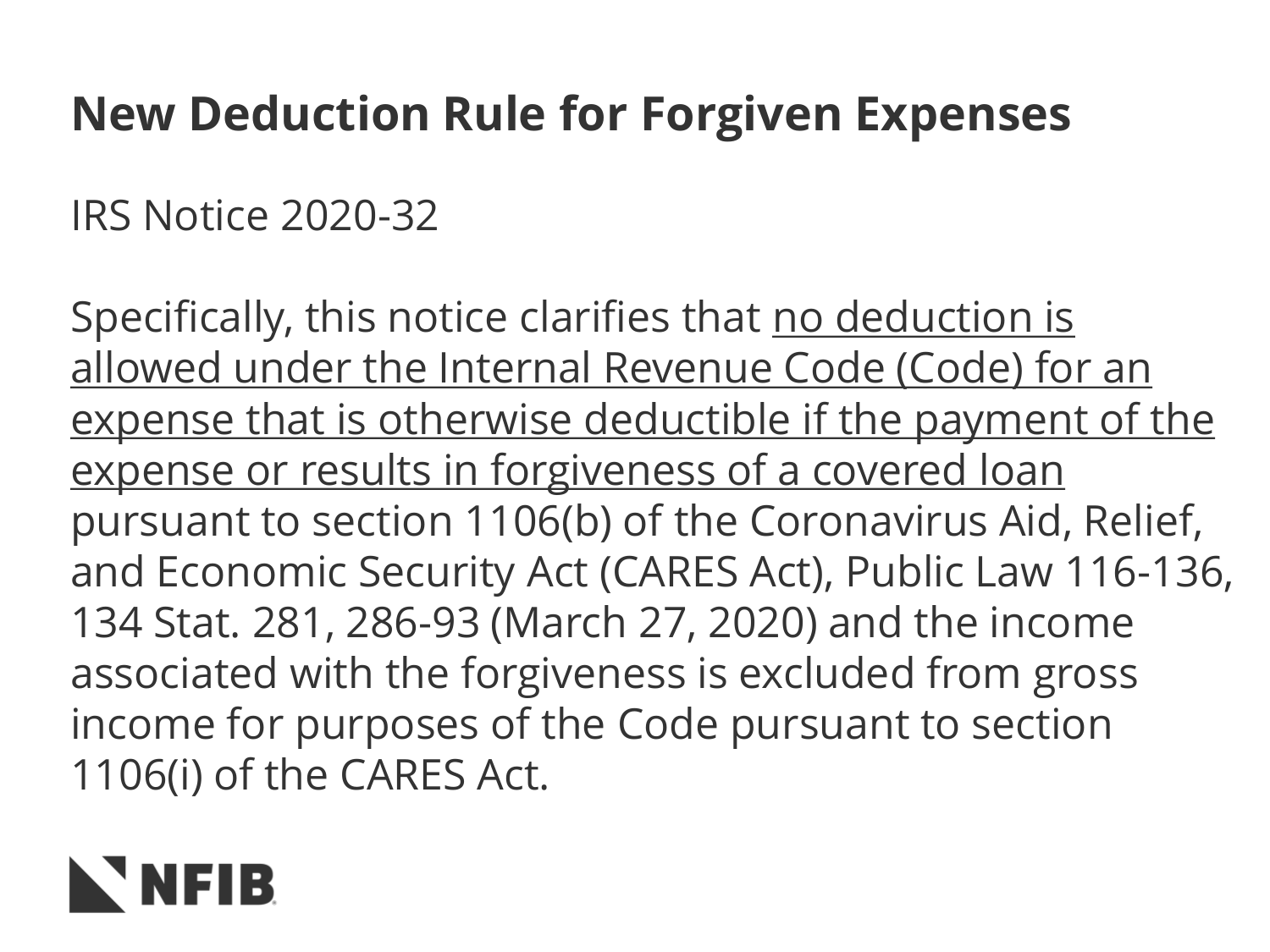# New Deduction Rule for Forgiven Expenses

IRS Notice 2020-32

Specifically, this notice clarifies that no deduction is allowed under the Internal Revenue Code (Code) for an expense that is otherwise deductible if the payment of the expense or results in forgiveness of a covered loan pursuant to section 1106(b) of the Coronavirus Aid, Relief, and Economic Security Act (CARES Act), Public Law 116-136, 134 Stat. 281, 286-93 (March 27, 2020) and the income associated with the forgiveness is excluded from gross income for purposes of the Code pursuant to section 1106(i) of the CARES Act.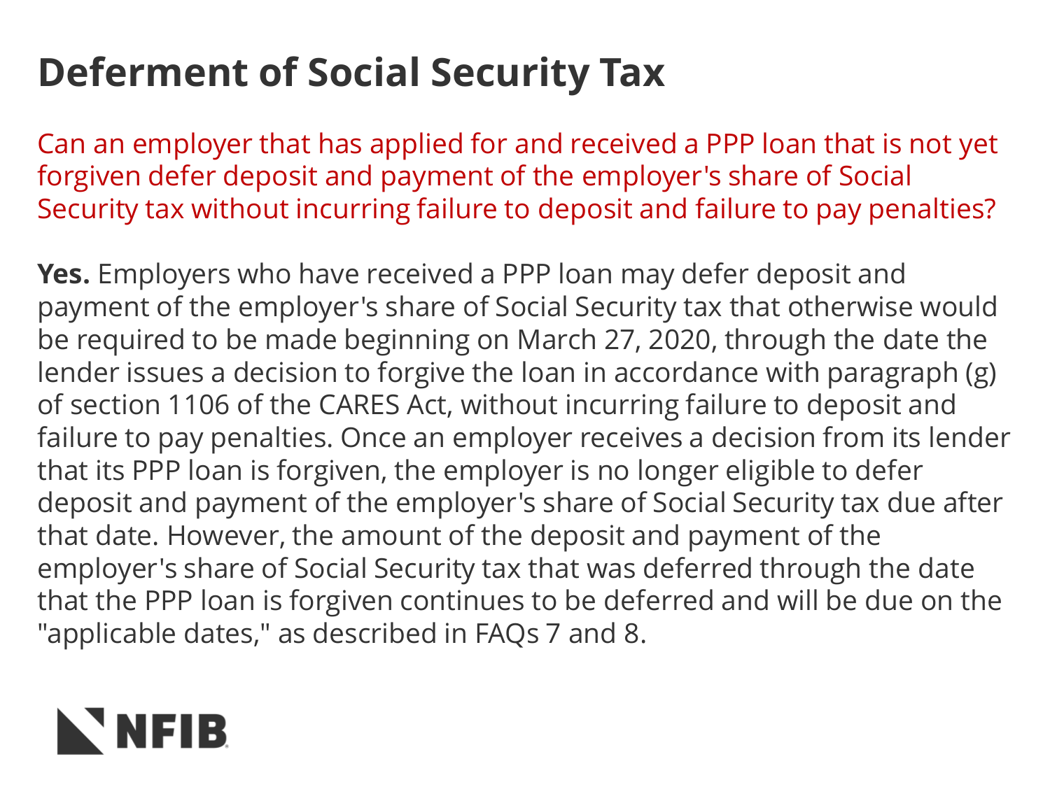# Deferment of Social Security Tax

Can an employer that has applied for and received a PPP loan that is not yet forgiven defer deposit and payment of the employer's share of Social Security tax without incurring failure to deposit and failure to pay penalties?

**Yes.** Employers who have received a PPP loan may defer deposit and payment of the employer's share of Social Security tax that otherwise would be required to be made beginning on March 27, 2020, through the date the lender issues a decision to forgive the loan in accordance with paragraph (g) of section 1106 of the CARES Act, without incurring failure to deposit and failure to pay penalties. Once an employer receives a decision from its lender that its PPP loan is forgiven, the employer is no longer eligible to defer deposit and payment of the employer's share of Social Security tax due after that date. However, the amount of the deposit and payment of the employer's share of Social Security tax that was deferred through the date that the PPP loan is forgiven continues to be deferred and will be due on the "applicable dates," as described in FAQs 7 and 8.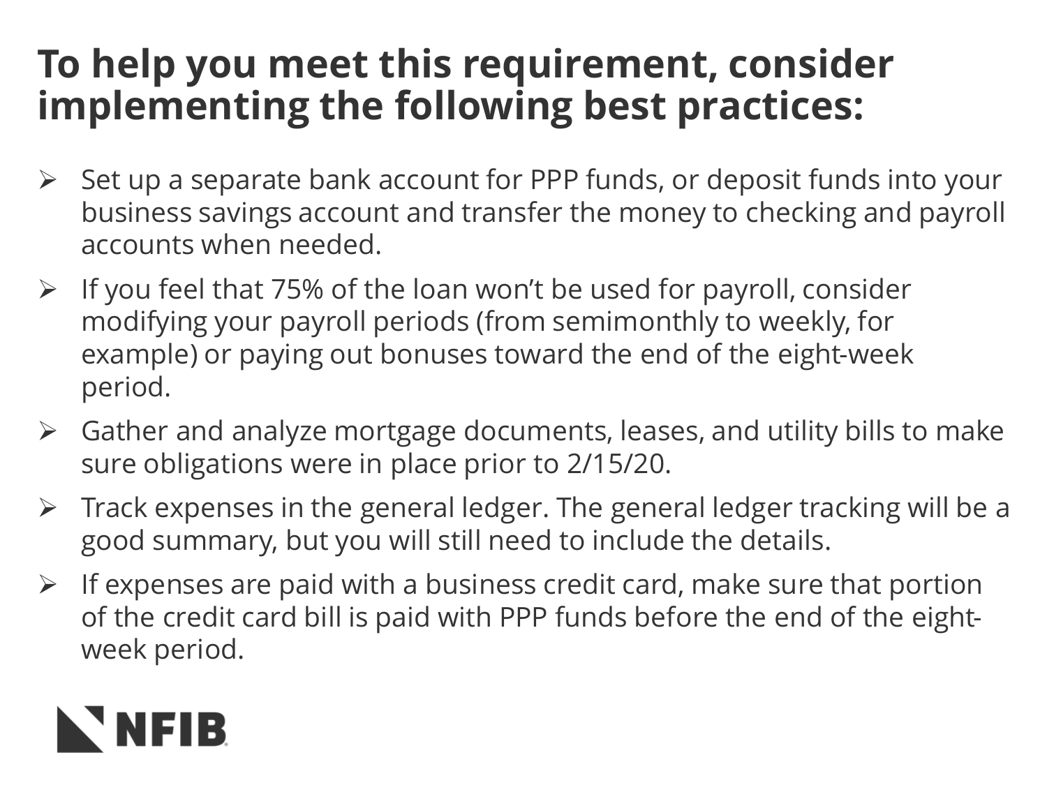# To help you meet this requirement, consider implementing the following best practices:

- Set up a separate bank account for PPP funds, or deposit funds into your business savings account and transfer the money to checking and payroll accounts when needed.
- If you feel that 75% of the loan won't be used for payroll, consider modifying your payroll periods (from semimonthly to weekly, for example) or paying out bonuses toward the end of the eight-week period.
- Gather and analyze mortgage documents, leases, and utility bills to make sure obligations were in place prior to 2/15/20.
- Track expenses in the general ledger. The general ledger tracking will be a good summary, but you will still need to include the details.
- If expenses are paid with a business credit card, make sure that portion of the credit card bill is paid with PPP funds before the end of the eight-week period.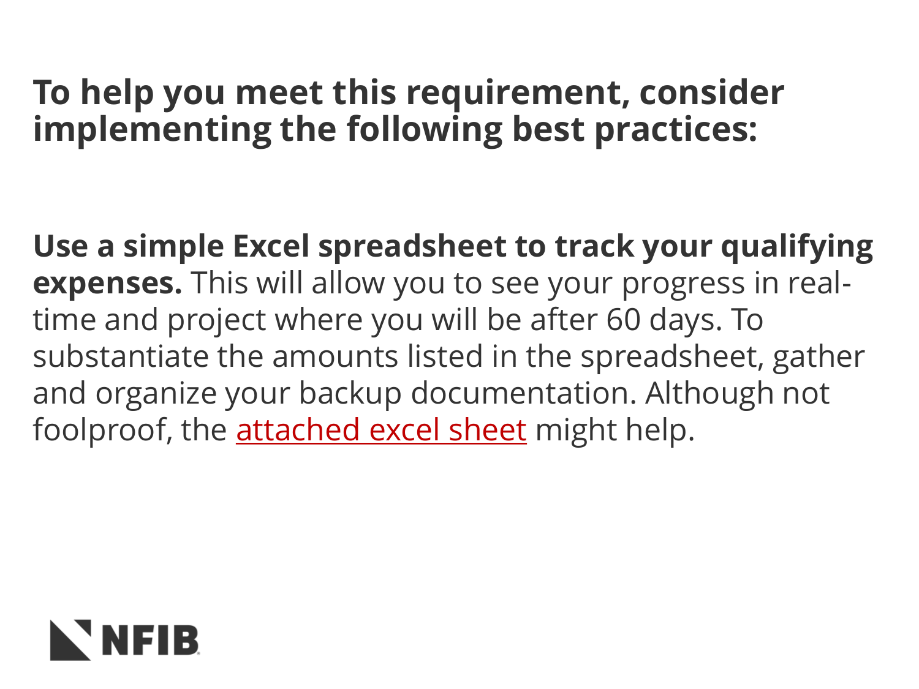## To help you meet this requirement, consider implementing the following best practices:

**Use a simple Excel spreadsheet to track your qualifying expenses.** This will allow you to see your progress in real-time and project where you will be after 60 days. To substantiate the amounts listed in the spreadsheet, gather and organize your backup documentation. Although not foolproof, the attached excel sheet might help.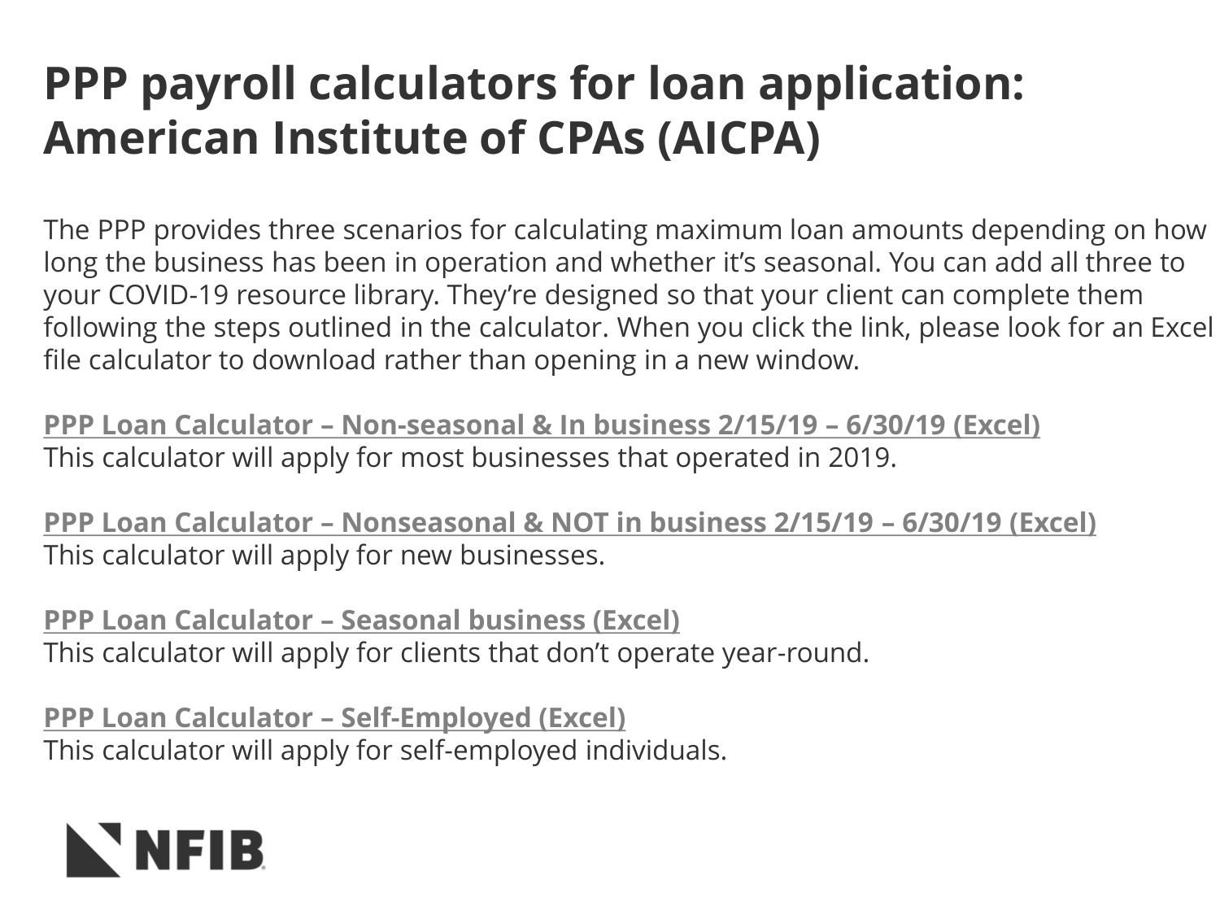# PPP payroll calculators for loan application: American Institute of CPAs (AICPA)

The PPP provides three scenarios for calculating maximum loan amounts depending on how long the business has been in operation and whether it's seasonal. You can add all three to your COVID-19 resource library. They're designed so that your client can complete them following the steps outlined in the calculator. When you click the link, please look for an Excel file calculator to download rather than opening in a new window.

**PPP Loan Calculator – Non-seasonal & In business 2/15/19 – 6/30/19 (Excel)**
This calculator will apply for most businesses that operated in 2019.

**PPP Loan Calculator – Nonseasonal & NOT in business 2/15/19 – 6/30/19 (Excel)**
This calculator will apply for new businesses.

**PPP Loan Calculator – Seasonal business (Excel)**
This calculator will apply for clients that don't operate year-round.

**PPP Loan Calculator – Self-Employed (Excel)**
This calculator will apply for self-employed individuals.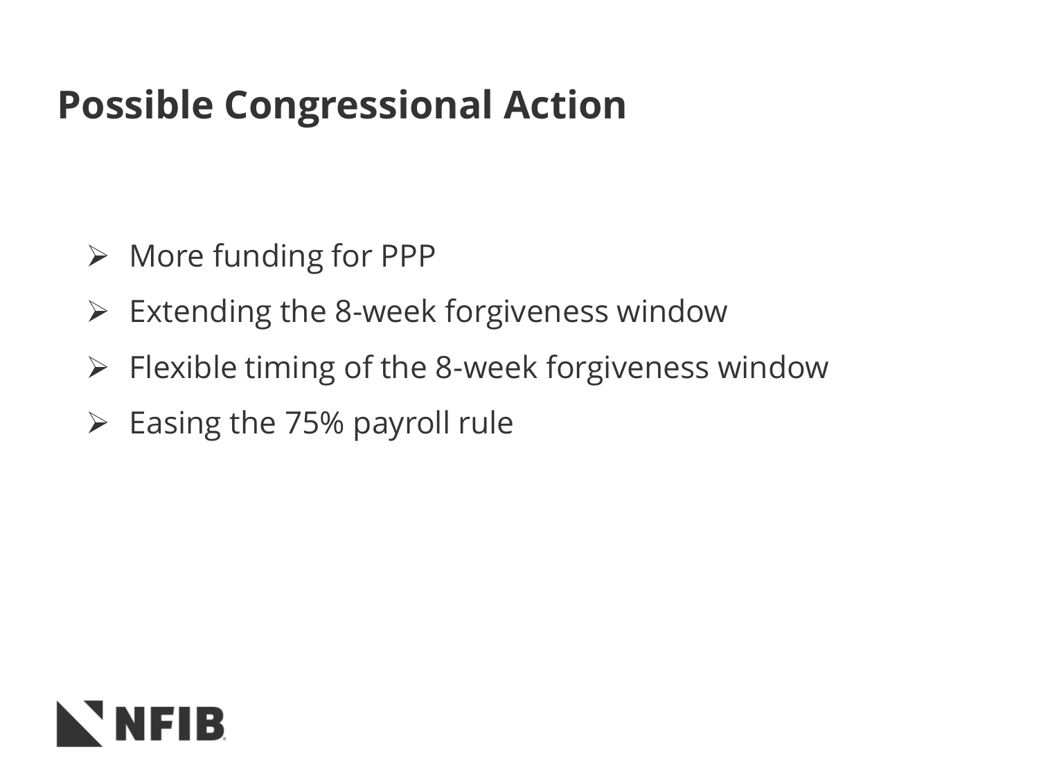# Possible Congressional Action

- More funding for PPP
- Extending the 8-week forgiveness window
- Flexible timing of the 8-week forgiveness window
- Easing the 75% payroll rule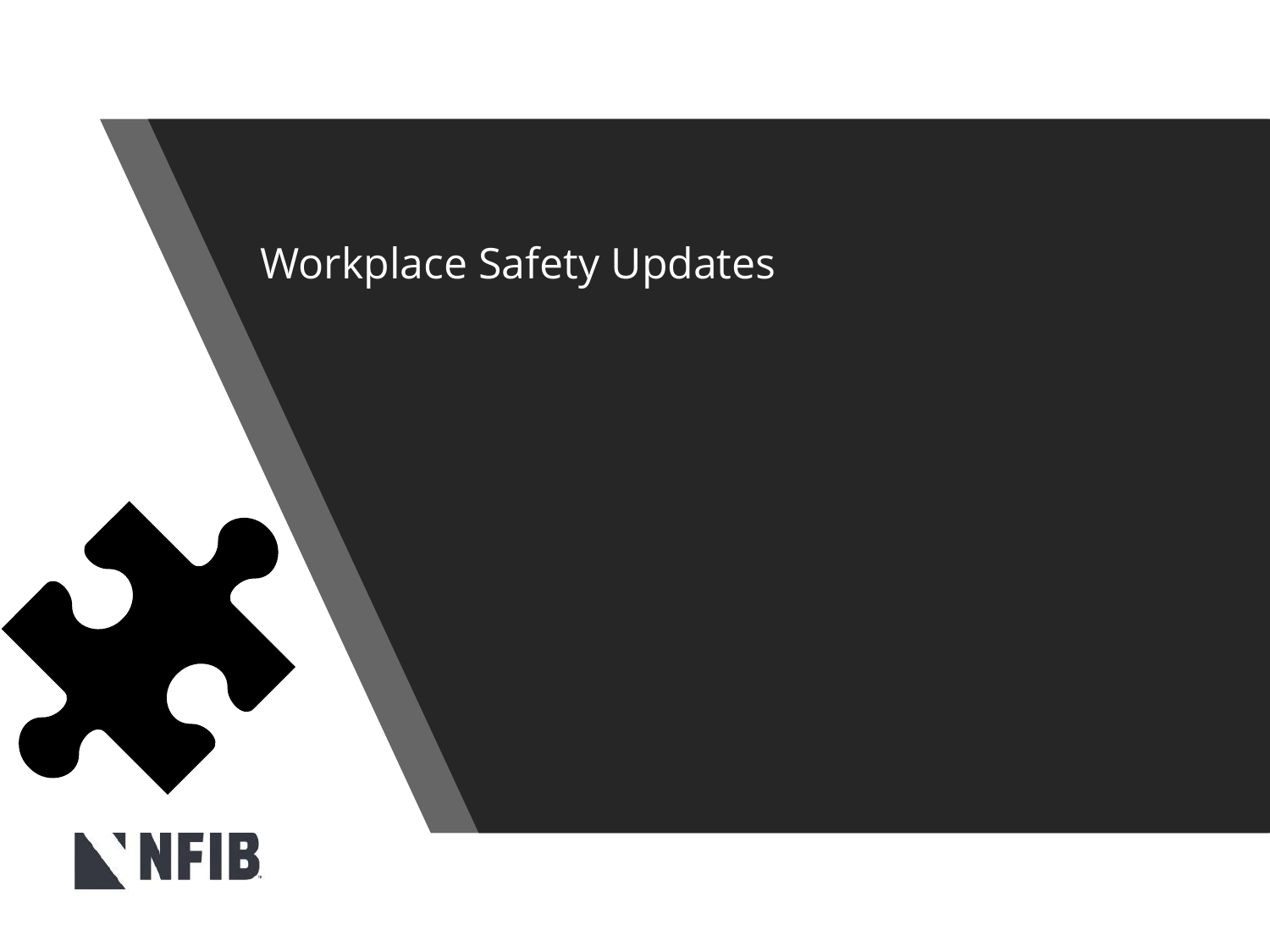# Workplace Safety Updates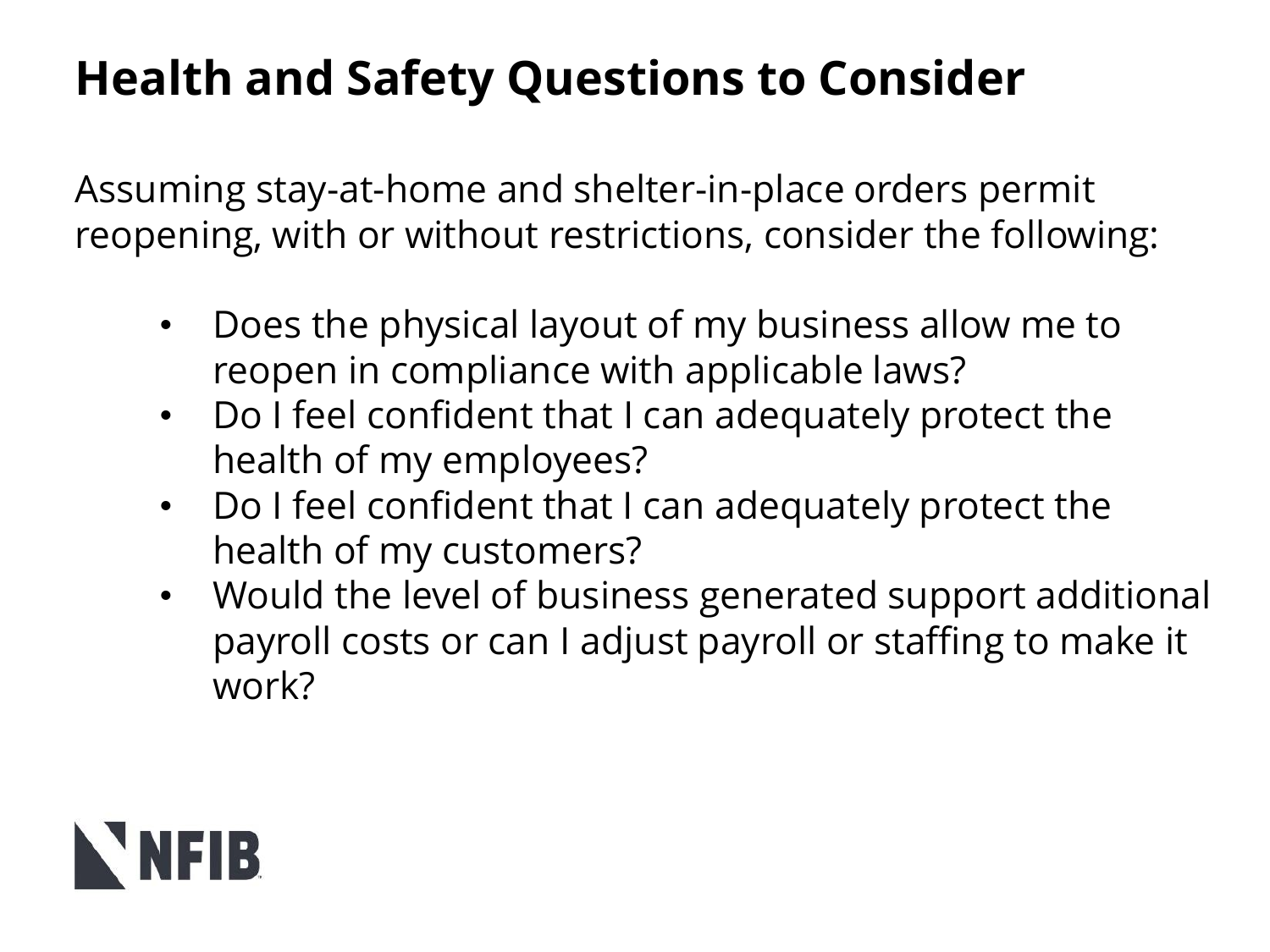# Health and Safety Questions to Consider

Assuming stay-at-home and shelter-in-place orders permit reopening, with or without restrictions, consider the following:

- Does the physical layout of my business allow me to reopen in compliance with applicable laws?
- Do I feel confident that I can adequately protect the health of my employees?
- Do I feel confident that I can adequately protect the health of my customers?
- Would the level of business generated support additional payroll costs or can I adjust payroll or staffing to make it work?

NFIB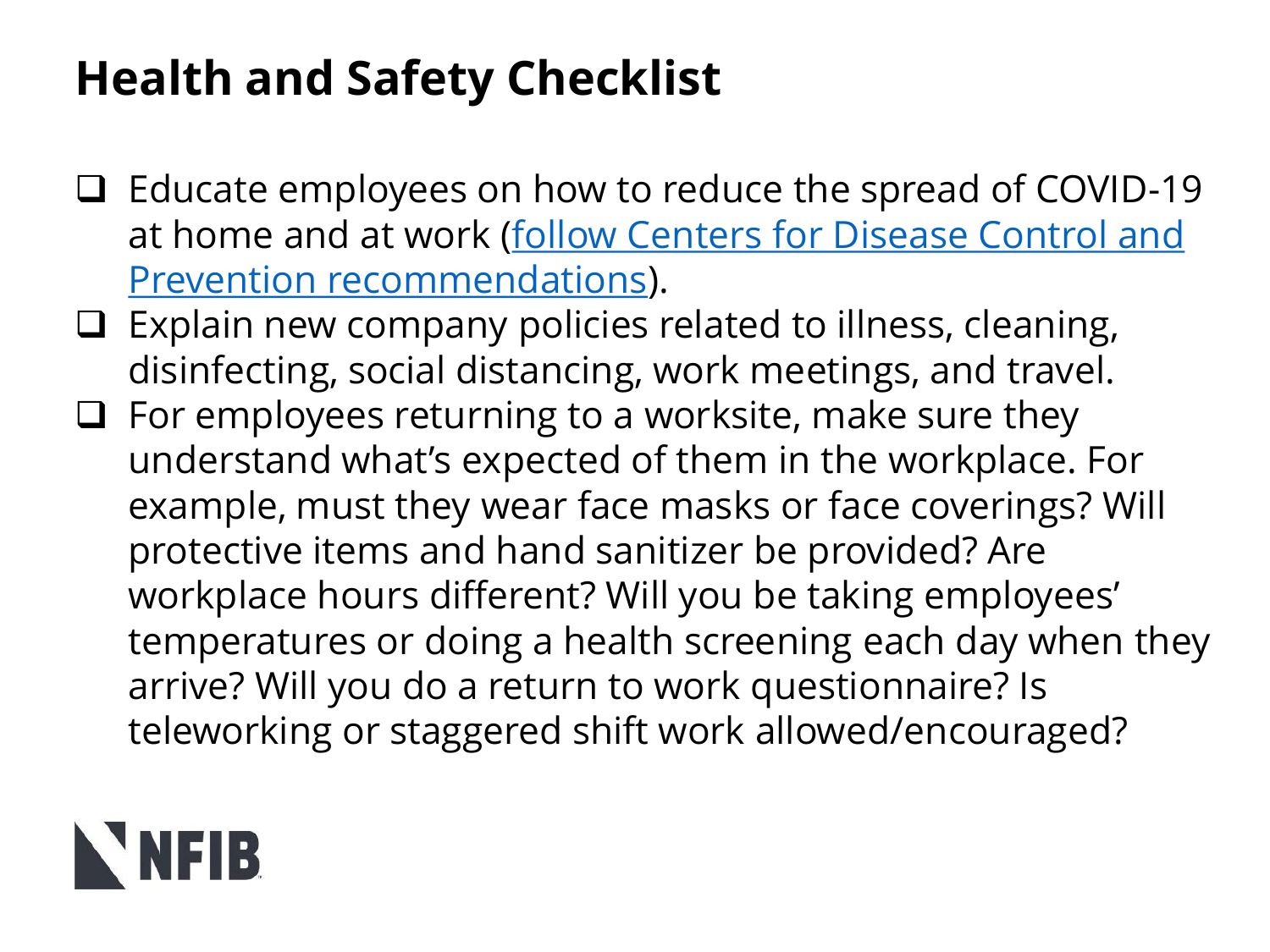# Health and Safety Checklist

- [ ] Educate employees on how to reduce the spread of COVID-19 at home and at work (follow Centers for Disease Control and Prevention recommendations).
- [ ] Explain new company policies related to illness, cleaning, disinfecting, social distancing, work meetings, and travel.
- [ ] For employees returning to a worksite, make sure they understand what's expected of them in the workplace. For example, must they wear face masks or face coverings? Will protective items and hand sanitizer be provided? Are workplace hours different? Will you be taking employees' temperatures or doing a health screening each day when they arrive? Will you do a return to work questionnaire? Is teleworking or staggered shift work allowed/encouraged?

NFIB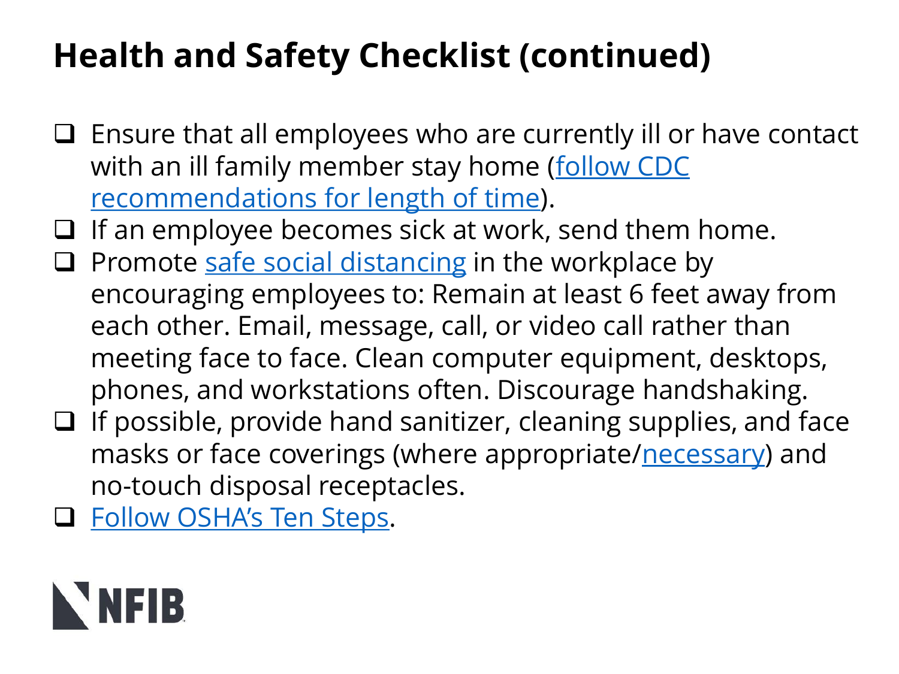# Health and Safety Checklist (continued)

- [ ] Ensure that all employees who are currently ill or have contact with an ill family member stay home (follow CDC recommendations for length of time).
- [ ] If an employee becomes sick at work, send them home.
- [ ] Promote safe social distancing in the workplace by encouraging employees to: Remain at least 6 feet away from each other. Email, message, call, or video call rather than meeting face to face. Clean computer equipment, desktops, phones, and workstations often. Discourage handshaking.
- [ ] If possible, provide hand sanitizer, cleaning supplies, and face masks or face coverings (where appropriate/necessary) and no-touch disposal receptacles.
- [ ] Follow OSHA's Ten Steps.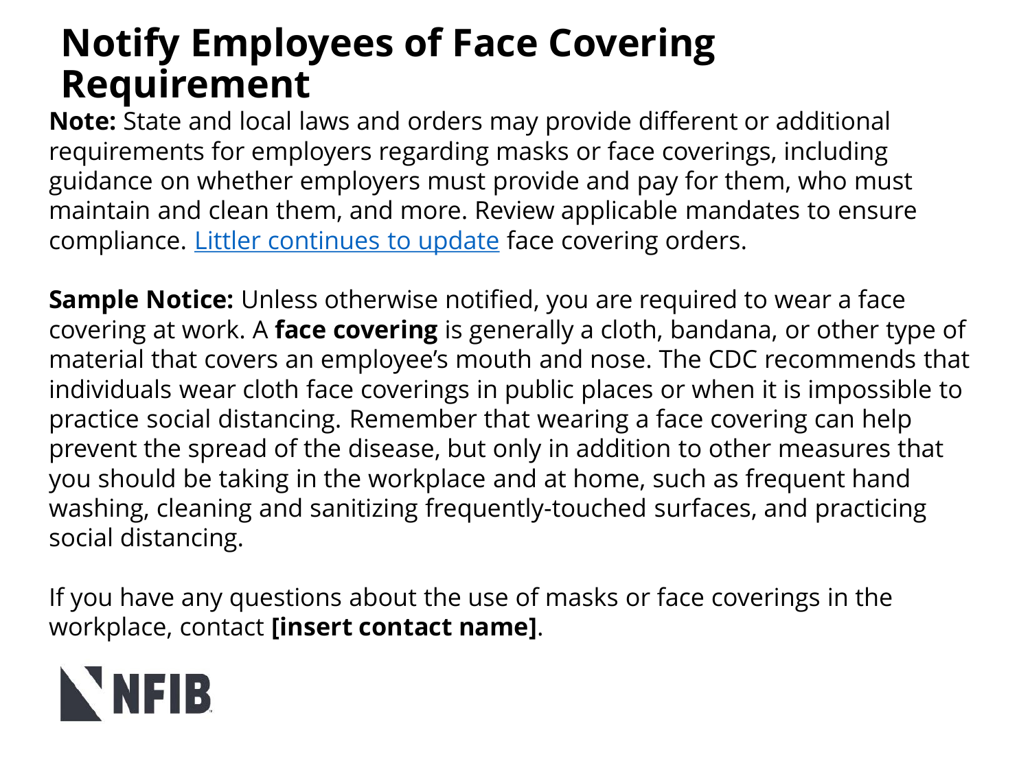# Notify Employees of Face Covering Requirement

**Note:** State and local laws and orders may provide different or additional requirements for employers regarding masks or face coverings, including guidance on whether employers must provide and pay for them, who must maintain and clean them, and more. Review applicable mandates to ensure compliance. Littler continues to update face covering orders.

**Sample Notice:** Unless otherwise notified, you are required to wear a face covering at work. A **face covering** is generally a cloth, bandana, or other type of material that covers an employee's mouth and nose. The CDC recommends that individuals wear cloth face coverings in public places or when it is impossible to practice social distancing. Remember that wearing a face covering can help prevent the spread of the disease, but only in addition to other measures that you should be taking in the workplace and at home, such as frequent hand washing, cleaning and sanitizing frequently-touched surfaces, and practicing social distancing.

If you have any questions about the use of masks or face coverings in the workplace, contact **[insert contact name]**.

NFIB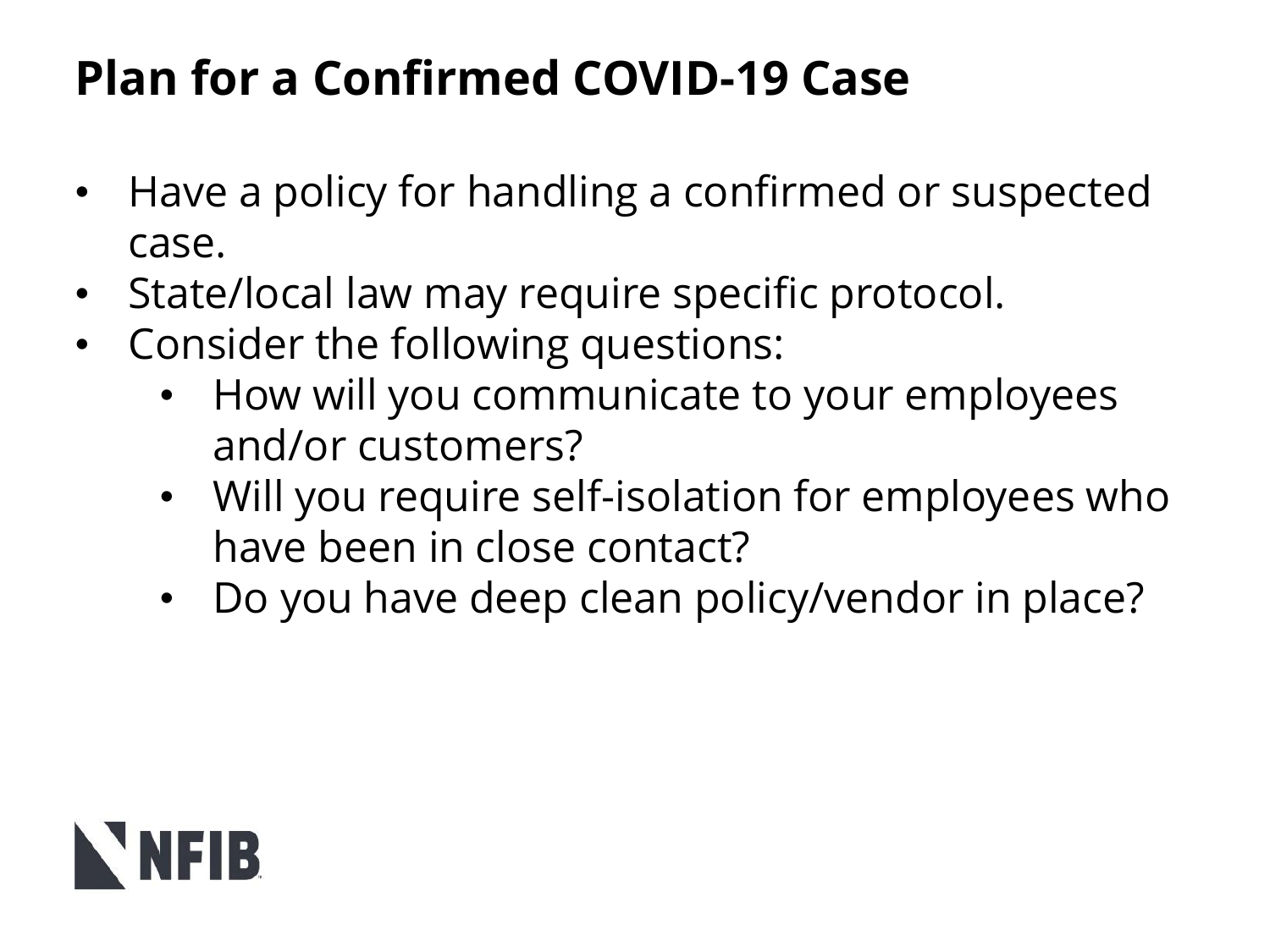# Plan for a Confirmed COVID-19 Case

- Have a policy for handling a confirmed or suspected case.
- State/local law may require specific protocol.
- Consider the following questions:
  - How will you communicate to your employees and/or customers?
  - Will you require self-isolation for employees who have been in close contact?
  - Do you have deep clean policy/vendor in place?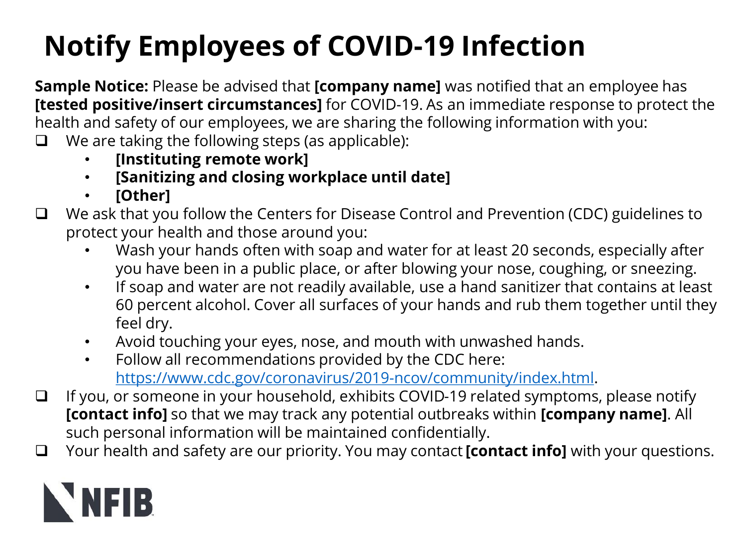# Notify Employees of COVID-19 Infection

**Sample Notice:** Please be advised that **[company name]** was notified that an employee has **[tested positive/insert circumstances]** for COVID-19. As an immediate response to protect the health and safety of our employees, we are sharing the following information with you:

- [ ] We are taking the following steps (as applicable):
    - **[Instituting remote work]**
    - **[Sanitizing and closing workplace until date]**
    - **[Other]**
- [ ] We ask that you follow the Centers for Disease Control and Prevention (CDC) guidelines to protect your health and those around you:
    - Wash your hands often with soap and water for at least 20 seconds, especially after you have been in a public place, or after blowing your nose, coughing, or sneezing.
    - If soap and water are not readily available, use a hand sanitizer that contains at least 60 percent alcohol. Cover all surfaces of your hands and rub them together until they feel dry.
    - Avoid touching your eyes, nose, and mouth with unwashed hands.
    - Follow all recommendations provided by the CDC here: https://www.cdc.gov/coronavirus/2019-ncov/community/index.html.
- [ ] If you, or someone in your household, exhibits COVID-19 related symptoms, please notify **[contact info]** so that we may track any potential outbreaks within **[company name]**. All such personal information will be maintained confidentially.
- [ ] Your health and safety are our priority. You may contact **[contact info]** with your questions.

NFIB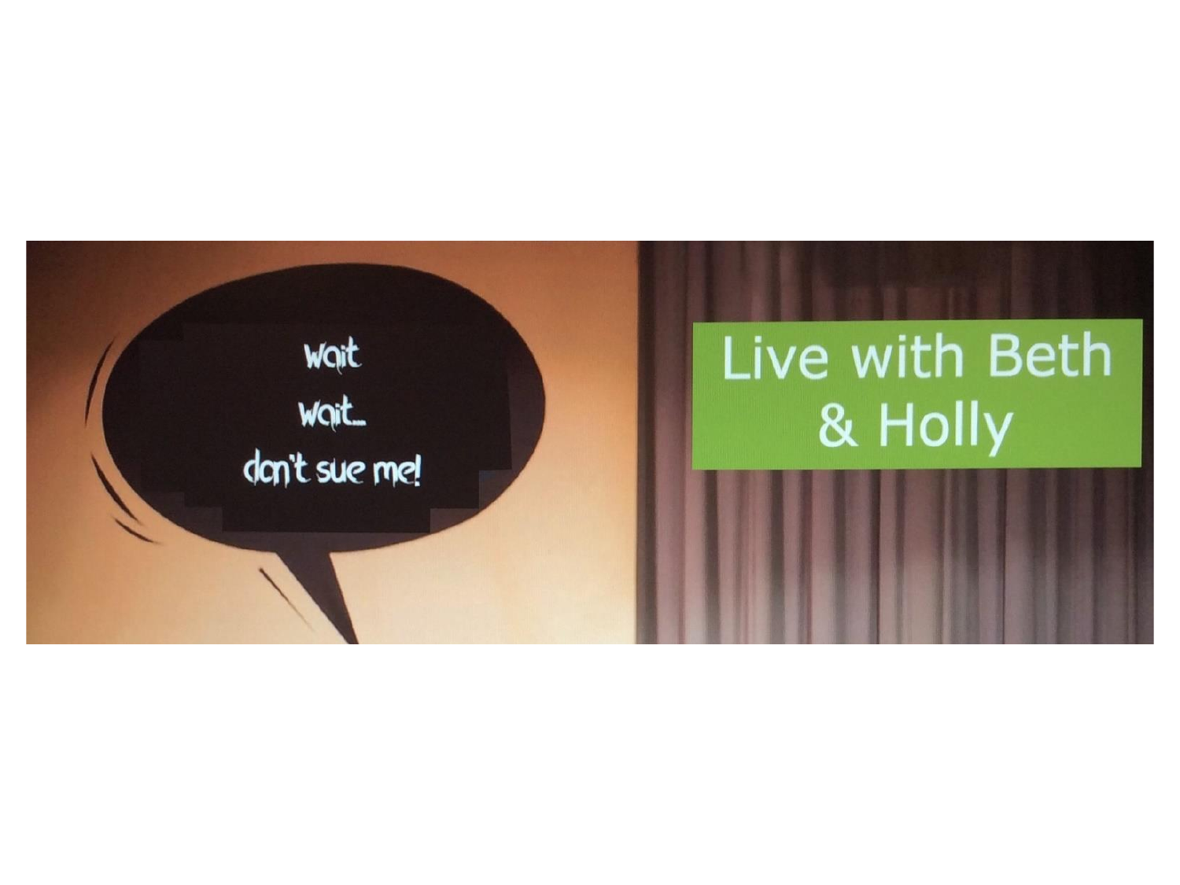wait

wait...

don't sue me!

Live with Beth & Holly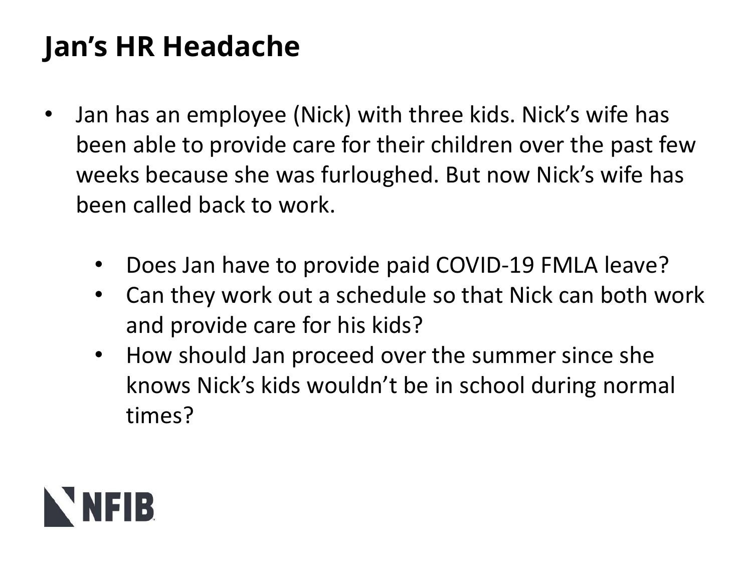# Jan's HR Headache

- Jan has an employee (Nick) with three kids. Nick's wife has been able to provide care for their children over the past few weeks because she was furloughed. But now Nick's wife has been called back to work.
  - Does Jan have to provide paid COVID-19 FMLA leave?
  - Can they work out a schedule so that Nick can both work and provide care for his kids?
  - How should Jan proceed over the summer since she knows Nick's kids wouldn't be in school during normal times?

NFIB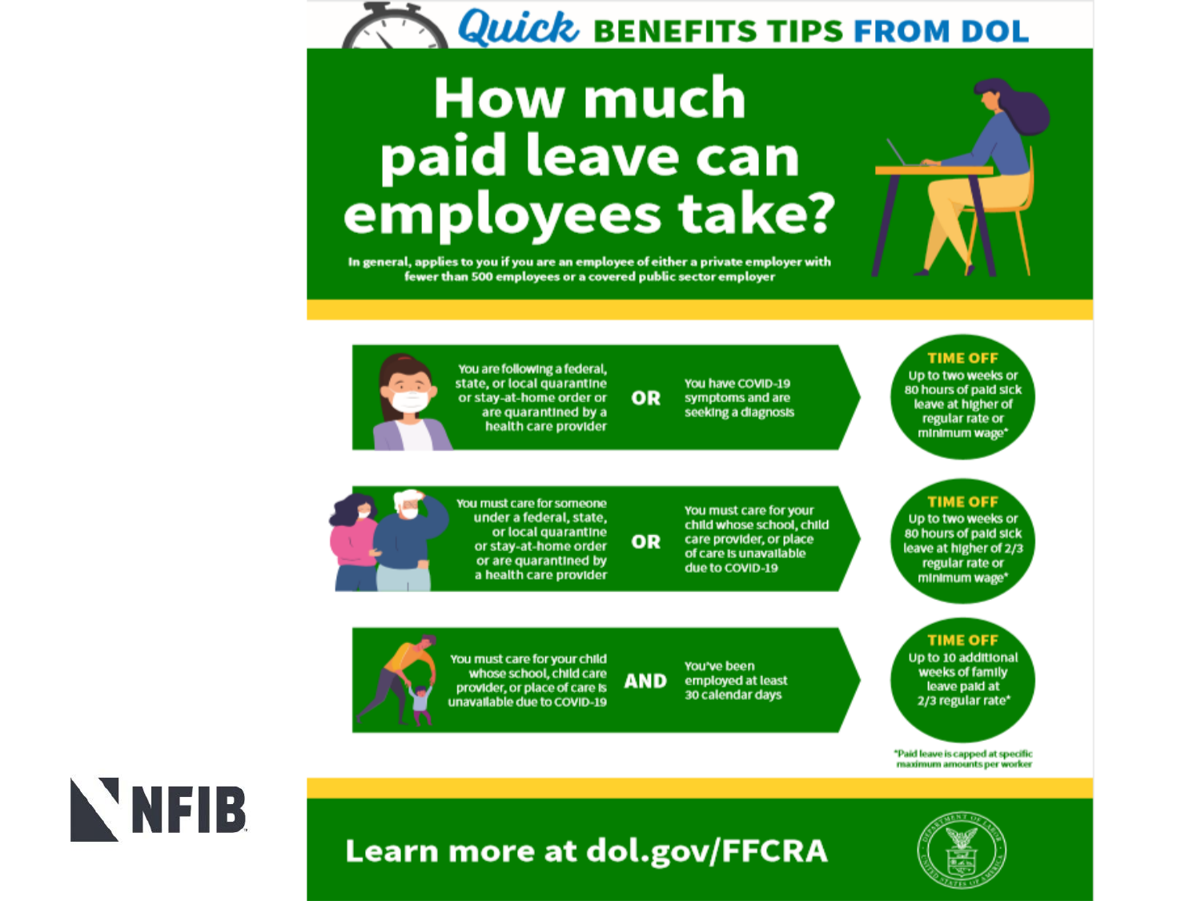# Quick BENEFITS TIPS FROM DOL

## How much paid leave can employees take?

In general, applies to you if you are an employee of either a private employer with fewer than 500 employees or a covered public sector employer

| Situation | | | Time Off |
|---|---|---|---|
| You are following a federal, state, or local quarantine or stay-at-home order or are quarantined by a health care provider | OR | You have COVID-19 symptoms and are seeking a diagnosis | **TIME OFF** Up to two weeks or 80 hours of paid sick leave at higher of regular rate or minimum wage* |
| You must care for someone under a federal, state, or local quarantine or stay-at-home order or are quarantined by a health care provider | OR | You must care for your child whose school, child care provider, or place of care is unavailable due to COVID-19 | **TIME OFF** Up to two weeks or 80 hours of paid sick leave at higher of 2/3 regular rate or minimum wage* |
| You must care for your child whose school, child care provider, or place of care is unavailable due to COVID-19 | AND | You've been employed at least 30 calendar days | **TIME OFF** Up to 10 additional weeks of family leave paid at 2/3 regular rate* |

*Paid leave is capped at specific maximum amounts per worker

**Learn more at dol.gov/FFCRA**

NFIB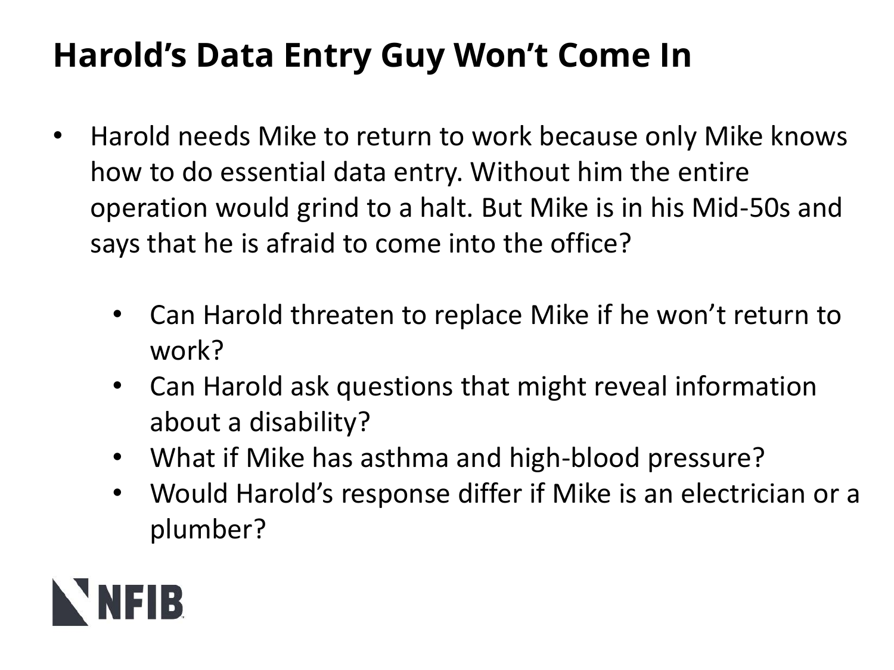# Harold's Data Entry Guy Won't Come In

- Harold needs Mike to return to work because only Mike knows how to do essential data entry. Without him the entire operation would grind to a halt. But Mike is in his Mid-50s and says that he is afraid to come into the office?
  - Can Harold threaten to replace Mike if he won't return to work?
  - Can Harold ask questions that might reveal information about a disability?
  - What if Mike has asthma and high-blood pressure?
  - Would Harold's response differ if Mike is an electrician or a plumber?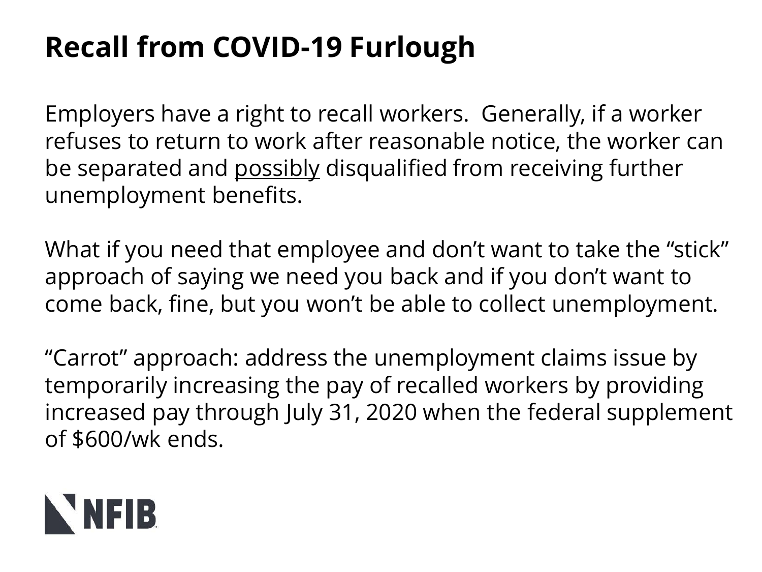# Recall from COVID-19 Furlough

Employers have a right to recall workers. Generally, if a worker refuses to return to work after reasonable notice, the worker can be separated and <u>possibly</u> disqualified from receiving further unemployment benefits.

What if you need that employee and don't want to take the "stick" approach of saying we need you back and if you don't want to come back, fine, but you won't be able to collect unemployment.

"Carrot" approach: address the unemployment claims issue by temporarily increasing the pay of recalled workers by providing increased pay through July 31, 2020 when the federal supplement of $600/wk ends.

NFIB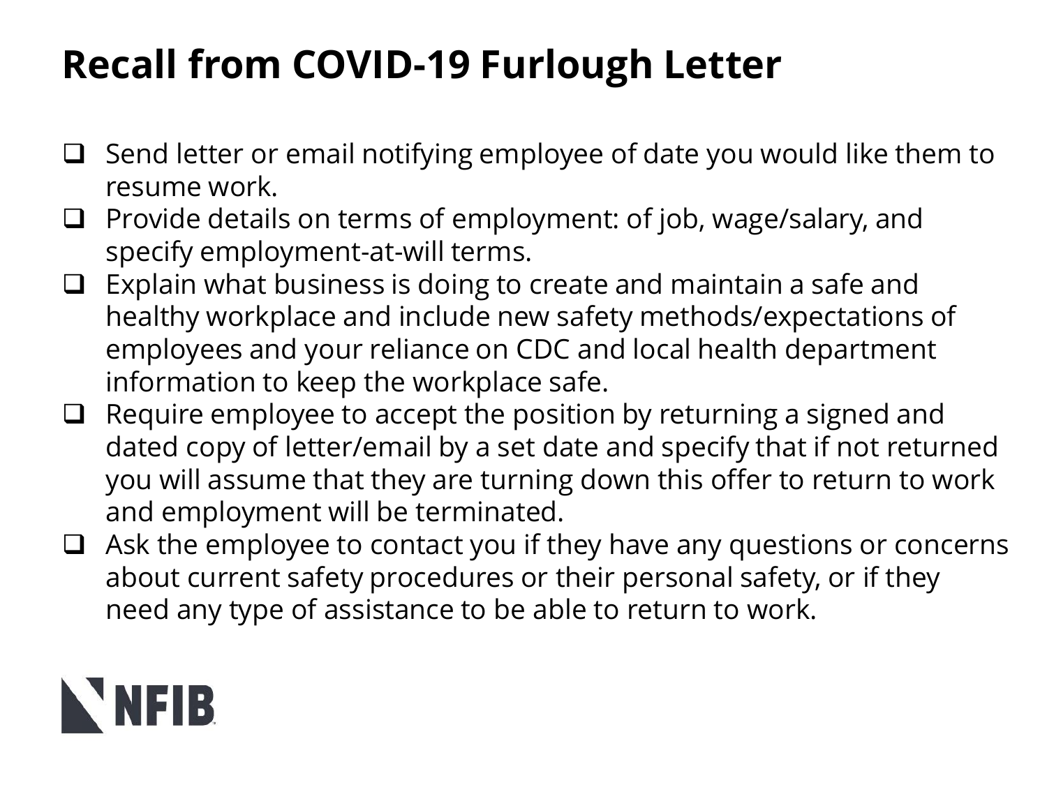# Recall from COVID-19 Furlough Letter

- Send letter or email notifying employee of date you would like them to resume work.
- Provide details on terms of employment: of job, wage/salary, and specify employment-at-will terms.
- Explain what business is doing to create and maintain a safe and healthy workplace and include new safety methods/expectations of employees and your reliance on CDC and local health department information to keep the workplace safe.
- Require employee to accept the position by returning a signed and dated copy of letter/email by a set date and specify that if not returned you will assume that they are turning down this offer to return to work and employment will be terminated.
- Ask the employee to contact you if they have any questions or concerns about current safety procedures or their personal safety, or if they need any type of assistance to be able to return to work.

NFIB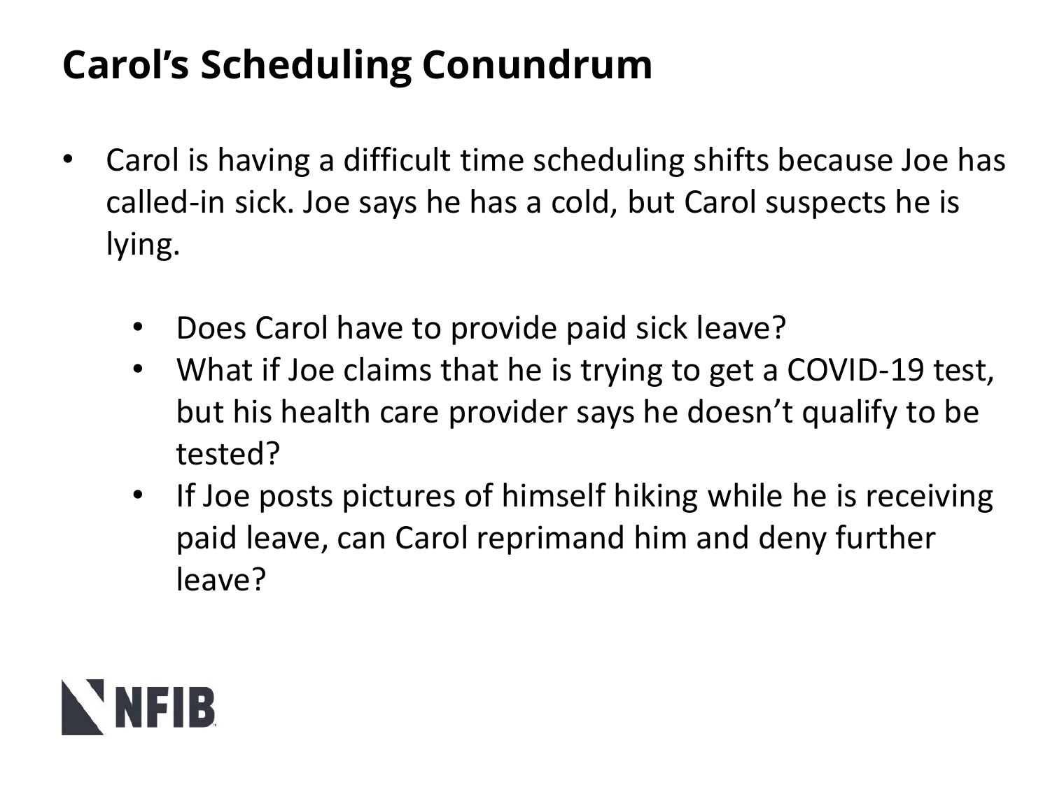# Carol's Scheduling Conundrum

- Carol is having a difficult time scheduling shifts because Joe has called-in sick. Joe says he has a cold, but Carol suspects he is lying.
  - Does Carol have to provide paid sick leave?
  - What if Joe claims that he is trying to get a COVID-19 test, but his health care provider says he doesn't qualify to be tested?
  - If Joe posts pictures of himself hiking while he is receiving paid leave, can Carol reprimand him and deny further leave?

NFIB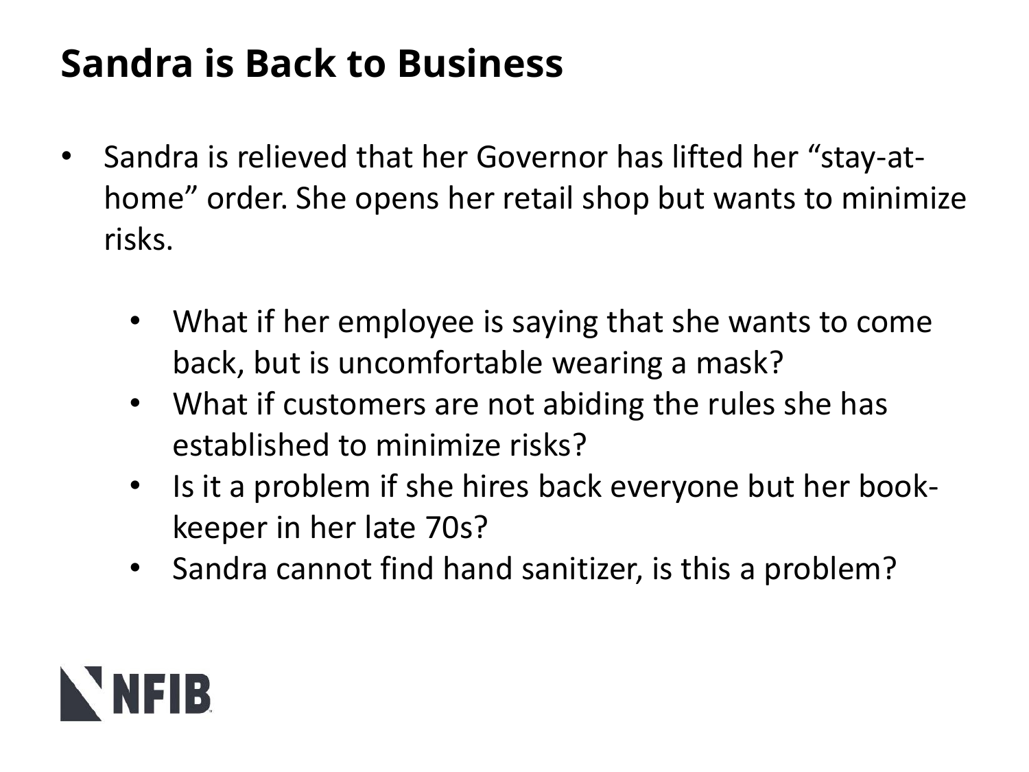# Sandra is Back to Business

- Sandra is relieved that her Governor has lifted her "stay-at-home" order. She opens her retail shop but wants to minimize risks.
  - What if her employee is saying that she wants to come back, but is uncomfortable wearing a mask?
  - What if customers are not abiding the rules she has established to minimize risks?
  - Is it a problem if she hires back everyone but her book-keeper in her late 70s?
  - Sandra cannot find hand sanitizer, is this a problem?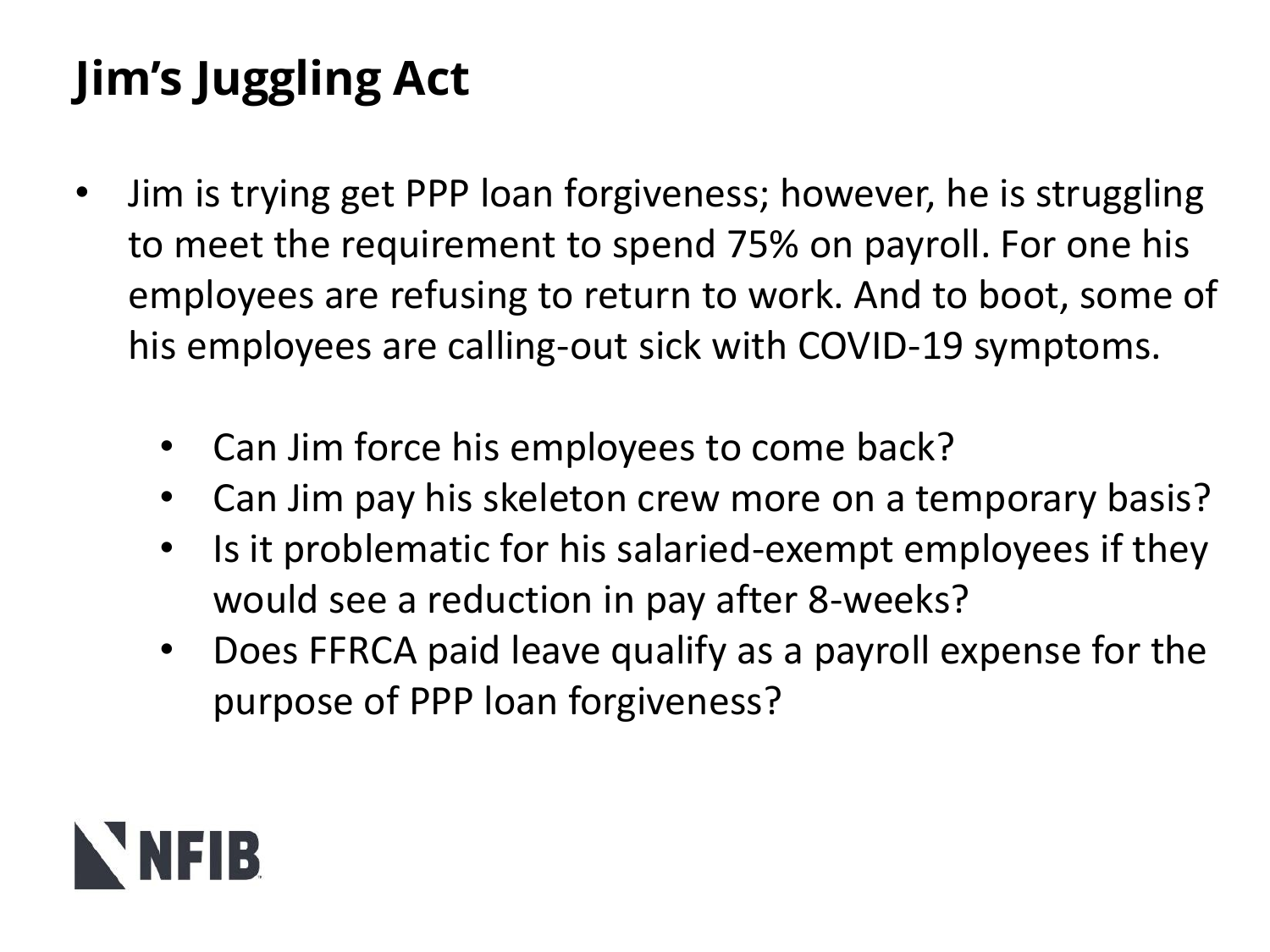# Jim's Juggling Act

- Jim is trying get PPP loan forgiveness; however, he is struggling to meet the requirement to spend 75% on payroll. For one his employees are refusing to return to work. And to boot, some of his employees are calling-out sick with COVID-19 symptoms.
  - Can Jim force his employees to come back?
  - Can Jim pay his skeleton crew more on a temporary basis?
  - Is it problematic for his salaried-exempt employees if they would see a reduction in pay after 8-weeks?
  - Does FFRCA paid leave qualify as a payroll expense for the purpose of PPP loan forgiveness?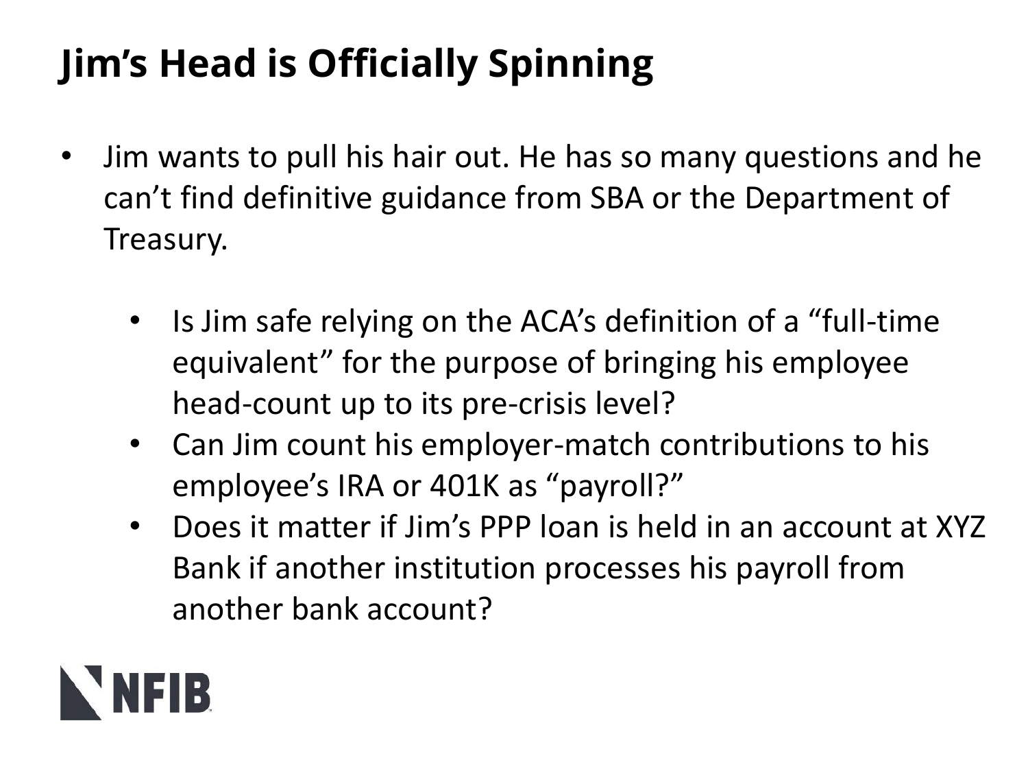# Jim's Head is Officially Spinning

- Jim wants to pull his hair out. He has so many questions and he can't find definitive guidance from SBA or the Department of Treasury.
  - Is Jim safe relying on the ACA's definition of a "full-time equivalent" for the purpose of bringing his employee head-count up to its pre-crisis level?
  - Can Jim count his employer-match contributions to his employee's IRA or 401K as "payroll?"
  - Does it matter if Jim's PPP loan is held in an account at XYZ Bank if another institution processes his payroll from another bank account?

NFIB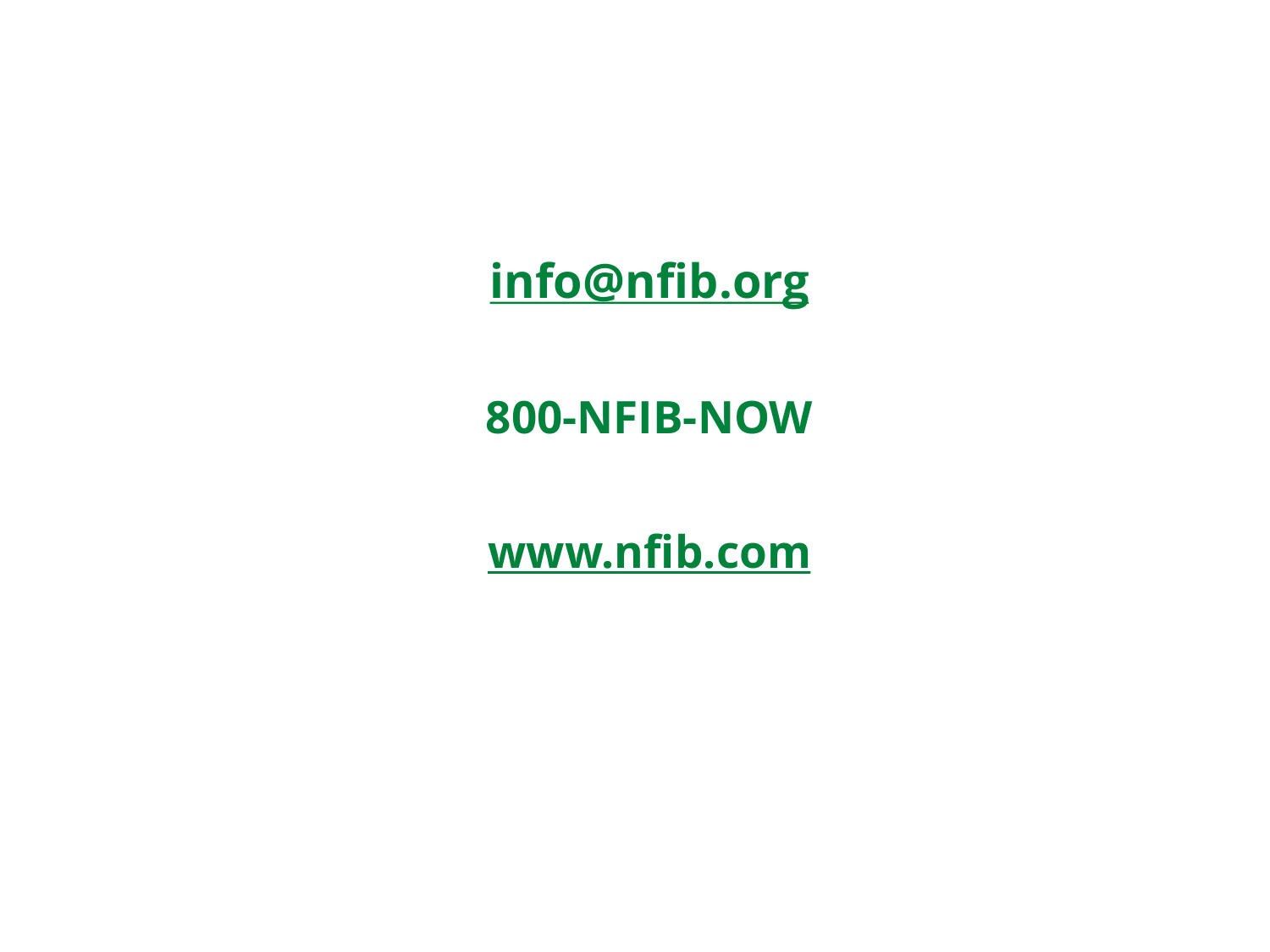**info@nfib.org**

**800-NFIB-NOW**

**www.nfib.com**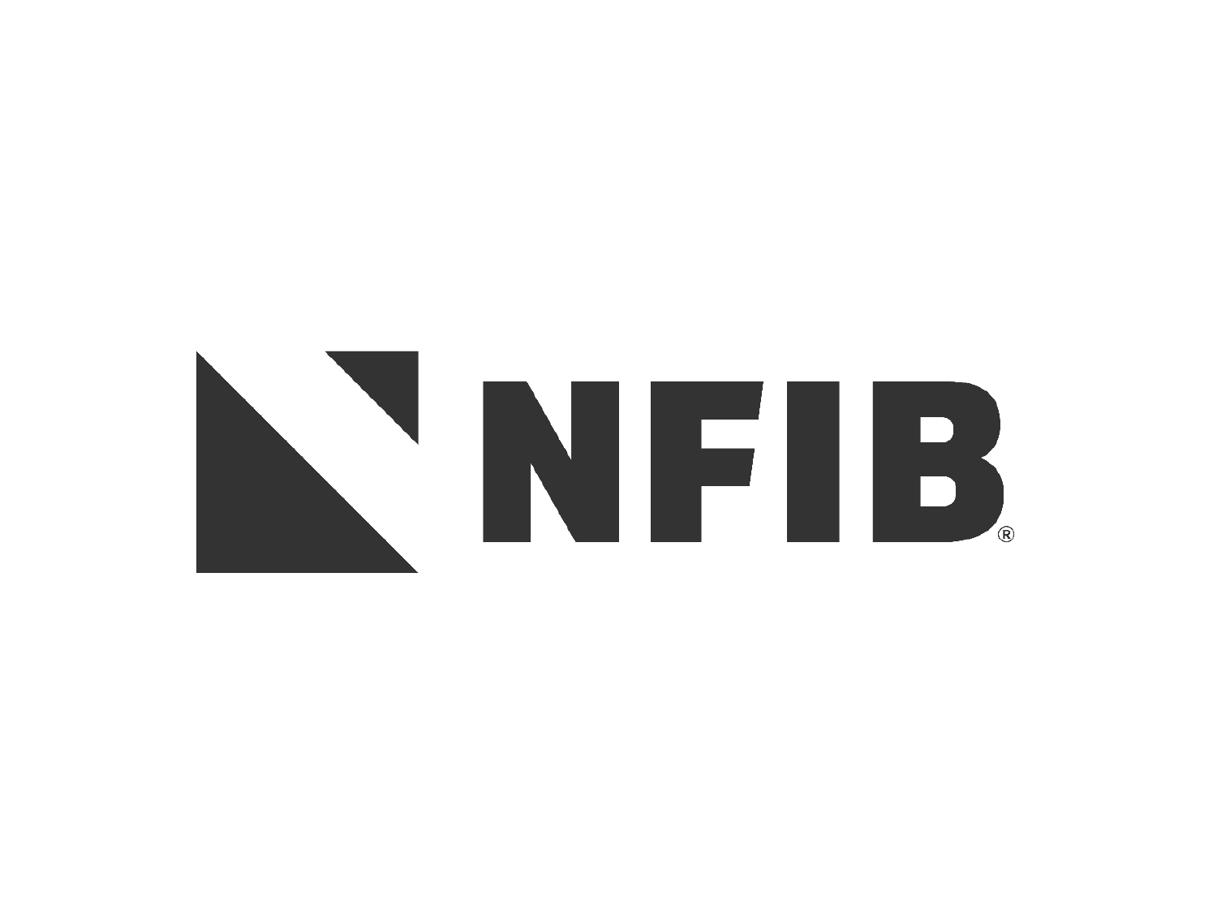NFIB®